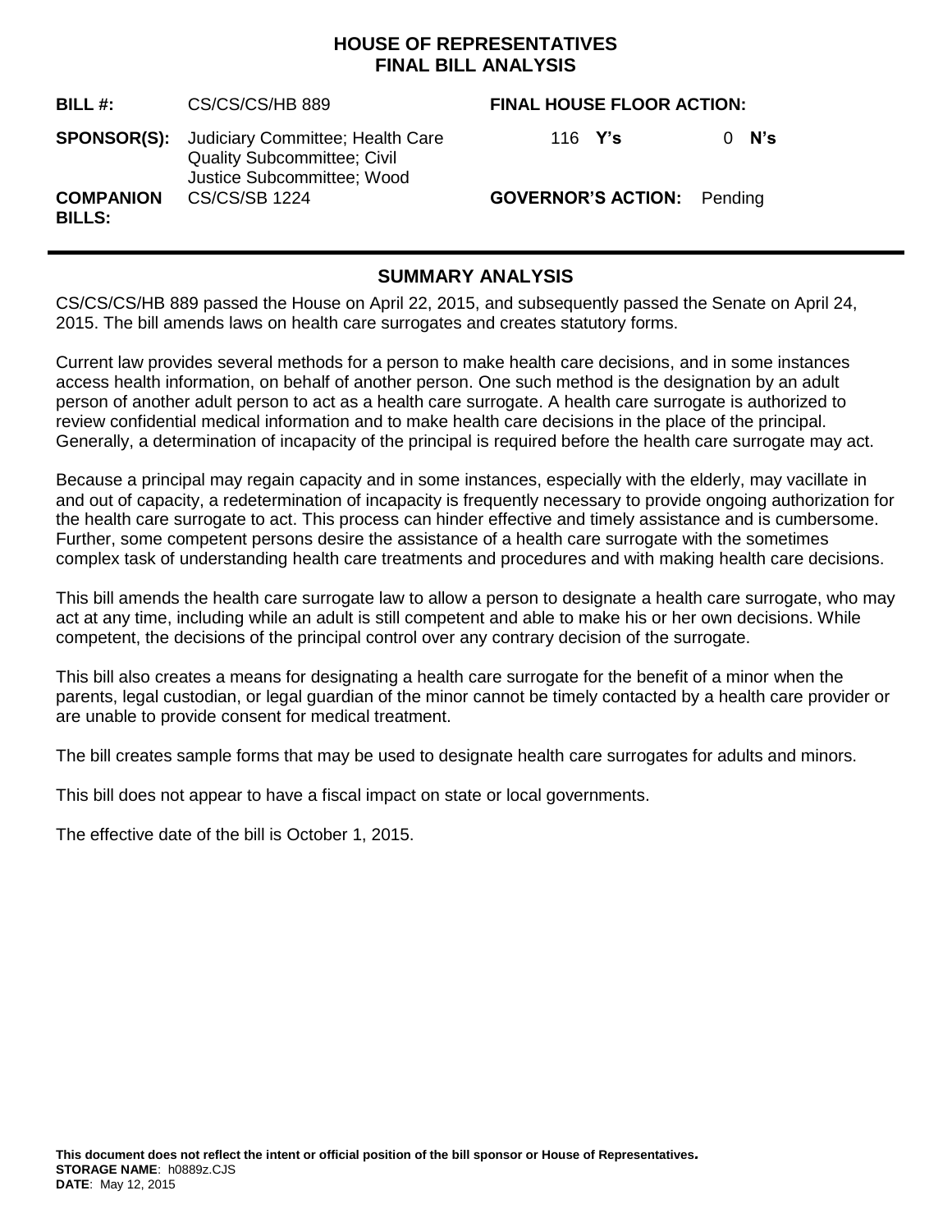# HOUSE OF REPRESENTATIVES
# FINAL BILL ANALYSIS

| | | | |
|---|---|---|---|
| **BILL #:** | CS/CS/CS/HB 889 | **FINAL HOUSE FLOOR ACTION:** | |
| **SPONSOR(S):** | Judiciary Committee; Health Care Quality Subcommittee; Civil Justice Subcommittee; Wood | 116 **Y's** | 0 **N's** |
| **COMPANION BILLS:** | CS/CS/SB 1224 | **GOVERNOR'S ACTION:** | Pending |

## SUMMARY ANALYSIS

CS/CS/CS/HB 889 passed the House on April 22, 2015, and subsequently passed the Senate on April 24, 2015. The bill amends laws on health care surrogates and creates statutory forms.

Current law provides several methods for a person to make health care decisions, and in some instances access health information, on behalf of another person. One such method is the designation by an adult person of another adult person to act as a health care surrogate. A health care surrogate is authorized to review confidential medical information and to make health care decisions in the place of the principal. Generally, a determination of incapacity of the principal is required before the health care surrogate may act.

Because a principal may regain capacity and in some instances, especially with the elderly, may vacillate in and out of capacity, a redetermination of incapacity is frequently necessary to provide ongoing authorization for the health care surrogate to act. This process can hinder effective and timely assistance and is cumbersome. Further, some competent persons desire the assistance of a health care surrogate with the sometimes complex task of understanding health care treatments and procedures and with making health care decisions.

This bill amends the health care surrogate law to allow a person to designate a health care surrogate, who may act at any time, including while an adult is still competent and able to make his or her own decisions. While competent, the decisions of the principal control over any contrary decision of the surrogate.

This bill also creates a means for designating a health care surrogate for the benefit of a minor when the parents, legal custodian, or legal guardian of the minor cannot be timely contacted by a health care provider or are unable to provide consent for medical treatment.

The bill creates sample forms that may be used to designate health care surrogates for adults and minors.

This bill does not appear to have a fiscal impact on state or local governments.

The effective date of the bill is October 1, 2015.

**This document does not reflect the intent or official position of the bill sponsor or House of Representatives.**
**STORAGE NAME**: h0889z.CJS
**DATE**: May 12, 2015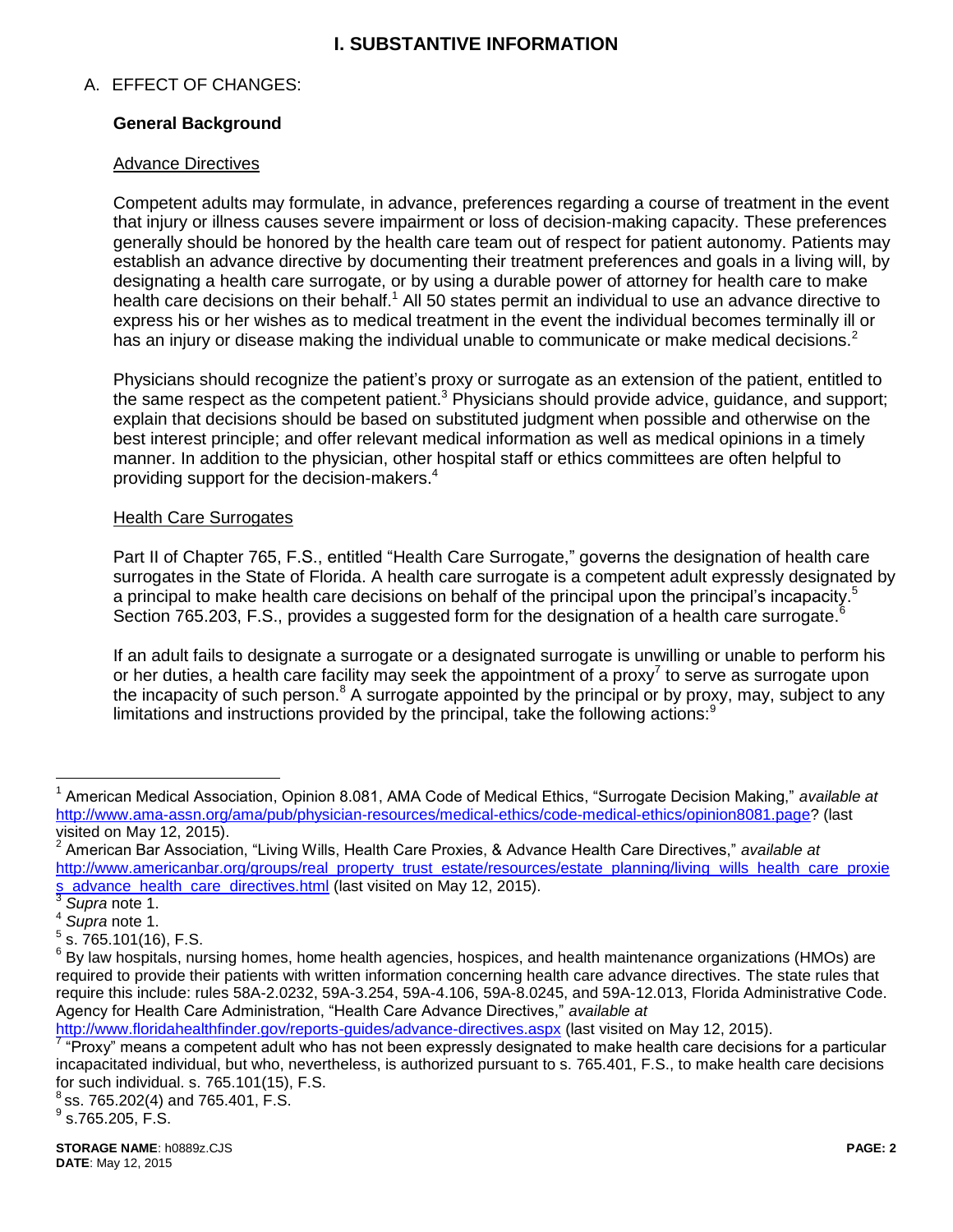# I. SUBSTANTIVE INFORMATION

## A. EFFECT OF CHANGES:

### General Background

#### Advance Directives

Competent adults may formulate, in advance, preferences regarding a course of treatment in the event that injury or illness causes severe impairment or loss of decision-making capacity. These preferences generally should be honored by the health care team out of respect for patient autonomy. Patients may establish an advance directive by documenting their treatment preferences and goals in a living will, by designating a health care surrogate, or by using a durable power of attorney for health care to make health care decisions on their behalf.[1] All 50 states permit an individual to use an advance directive to express his or her wishes as to medical treatment in the event the individual becomes terminally ill or has an injury or disease making the individual unable to communicate or make medical decisions.[2]

Physicians should recognize the patient's proxy or surrogate as an extension of the patient, entitled to the same respect as the competent patient.[3] Physicians should provide advice, guidance, and support; explain that decisions should be based on substituted judgment when possible and otherwise on the best interest principle; and offer relevant medical information as well as medical opinions in a timely manner. In addition to the physician, other hospital staff or ethics committees are often helpful to providing support for the decision-makers.[4]

#### Health Care Surrogates

Part II of Chapter 765, F.S., entitled "Health Care Surrogate," governs the designation of health care surrogates in the State of Florida. A health care surrogate is a competent adult expressly designated by a principal to make health care decisions on behalf of the principal upon the principal's incapacity.[5] Section 765.203, F.S., provides a suggested form for the designation of a health care surrogate.[6]

If an adult fails to designate a surrogate or a designated surrogate is unwilling or unable to perform his or her duties, a health care facility may seek the appointment of a proxy[7] to serve as surrogate upon the incapacity of such person.[8] A surrogate appointed by the principal or by proxy, may, subject to any limitations and instructions provided by the principal, take the following actions:[9]

---

[1] American Medical Association, Opinion 8.081, AMA Code of Medical Ethics, "Surrogate Decision Making," *available at* http://www.ama-assn.org/ama/pub/physician-resources/medical-ethics/code-medical-ethics/opinion8081.page? (last visited on May 12, 2015).

[2] American Bar Association, "Living Wills, Health Care Proxies, & Advance Health Care Directives," *available at* http://www.americanbar.org/groups/real_property_trust_estate/resources/estate_planning/living_wills_health_care_proxies_advance_health_care_directives.html (last visited on May 12, 2015).

[3] *Supra* note 1.

[4] *Supra* note 1.

[5] s. 765.101(16), F.S.

[6] By law hospitals, nursing homes, home health agencies, hospices, and health maintenance organizations (HMOs) are required to provide their patients with written information concerning health care advance directives. The state rules that require this include: rules 58A-2.0232, 59A-3.254, 59A-4.106, 59A-8.0245, and 59A-12.013, Florida Administrative Code. Agency for Health Care Administration, "Health Care Advance Directives," *available at* http://www.floridahealthfinder.gov/reports-guides/advance-directives.aspx (last visited on May 12, 2015).

[7] "Proxy" means a competent adult who has not been expressly designated to make health care decisions for a particular incapacitated individual, but who, nevertheless, is authorized pursuant to s. 765.401, F.S., to make health care decisions for such individual. s. 765.101(15), F.S.

[8] ss. 765.202(4) and 765.401, F.S.

[9] s.765.205, F.S.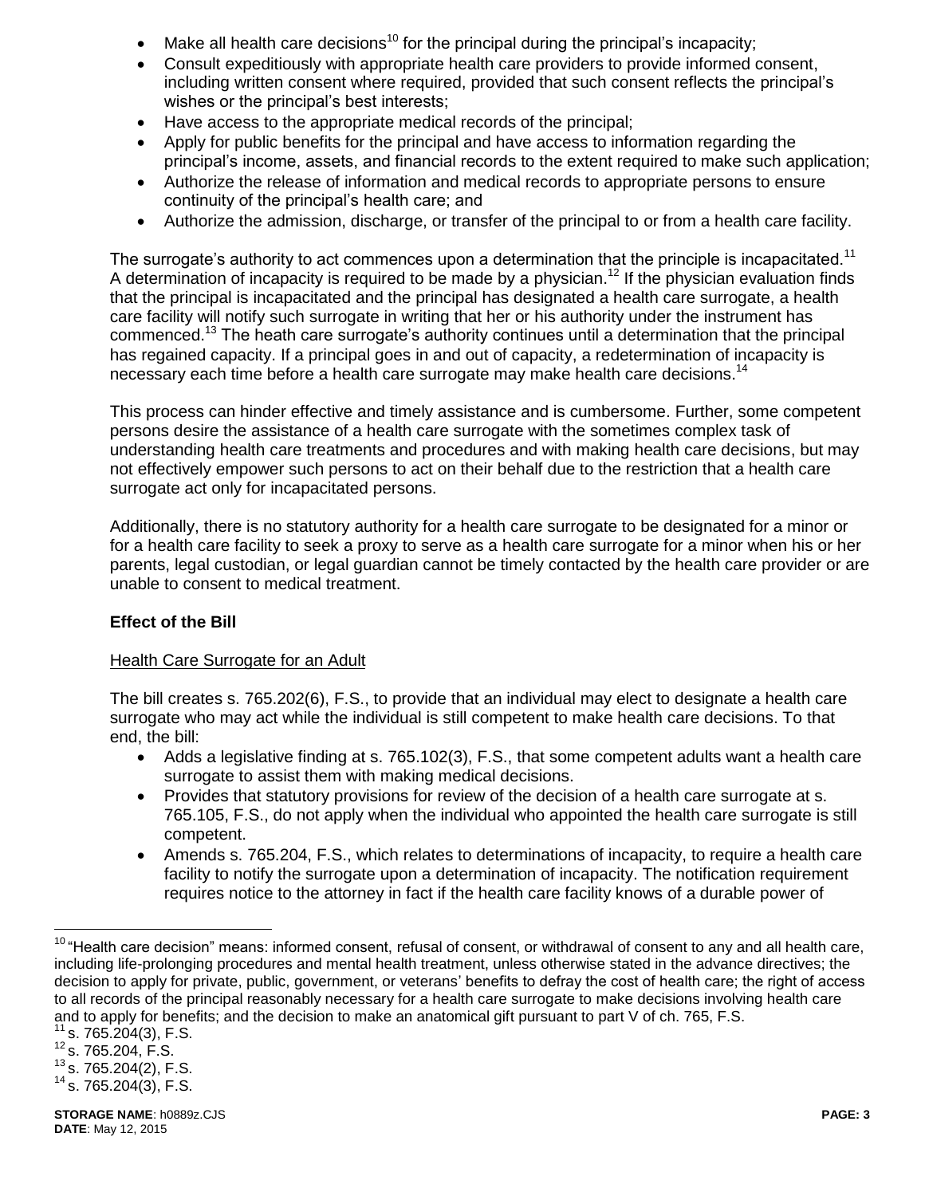- Make all health care decisions[10] for the principal during the principal's incapacity;
- Consult expeditiously with appropriate health care providers to provide informed consent, including written consent where required, provided that such consent reflects the principal's wishes or the principal's best interests;
- Have access to the appropriate medical records of the principal;
- Apply for public benefits for the principal and have access to information regarding the principal's income, assets, and financial records to the extent required to make such application;
- Authorize the release of information and medical records to appropriate persons to ensure continuity of the principal's health care; and
- Authorize the admission, discharge, or transfer of the principal to or from a health care facility.

The surrogate's authority to act commences upon a determination that the principle is incapacitated.[11] A determination of incapacity is required to be made by a physician.[12] If the physician evaluation finds that the principal is incapacitated and the principal has designated a health care surrogate, a health care facility will notify such surrogate in writing that her or his authority under the instrument has commenced.[13] The heath care surrogate's authority continues until a determination that the principal has regained capacity. If a principal goes in and out of capacity, a redetermination of incapacity is necessary each time before a health care surrogate may make health care decisions.[14]

This process can hinder effective and timely assistance and is cumbersome. Further, some competent persons desire the assistance of a health care surrogate with the sometimes complex task of understanding health care treatments and procedures and with making health care decisions, but may not effectively empower such persons to act on their behalf due to the restriction that a health care surrogate act only for incapacitated persons.

Additionally, there is no statutory authority for a health care surrogate to be designated for a minor or for a health care facility to seek a proxy to serve as a health care surrogate for a minor when his or her parents, legal custodian, or legal guardian cannot be timely contacted by the health care provider or are unable to consent to medical treatment.

**Effect of the Bill**

Health Care Surrogate for an Adult

The bill creates s. 765.202(6), F.S., to provide that an individual may elect to designate a health care surrogate who may act while the individual is still competent to make health care decisions. To that end, the bill:

- Adds a legislative finding at s. 765.102(3), F.S., that some competent adults want a health care surrogate to assist them with making medical decisions.
- Provides that statutory provisions for review of the decision of a health care surrogate at s. 765.105, F.S., do not apply when the individual who appointed the health care surrogate is still competent.
- Amends s. 765.204, F.S., which relates to determinations of incapacity, to require a health care facility to notify the surrogate upon a determination of incapacity. The notification requirement requires notice to the attorney in fact if the health care facility knows of a durable power of

---

[10] "Health care decision" means: informed consent, refusal of consent, or withdrawal of consent to any and all health care, including life-prolonging procedures and mental health treatment, unless otherwise stated in the advance directives; the decision to apply for private, public, government, or veterans' benefits to defray the cost of health care; the right of access to all records of the principal reasonably necessary for a health care surrogate to make decisions involving health care and to apply for benefits; and the decision to make an anatomical gift pursuant to part V of ch. 765, F.S.

[11] s. 765.204(3), F.S.

[12] s. 765.204, F.S.

[13] s. 765.204(2), F.S.

[14] s. 765.204(3), F.S.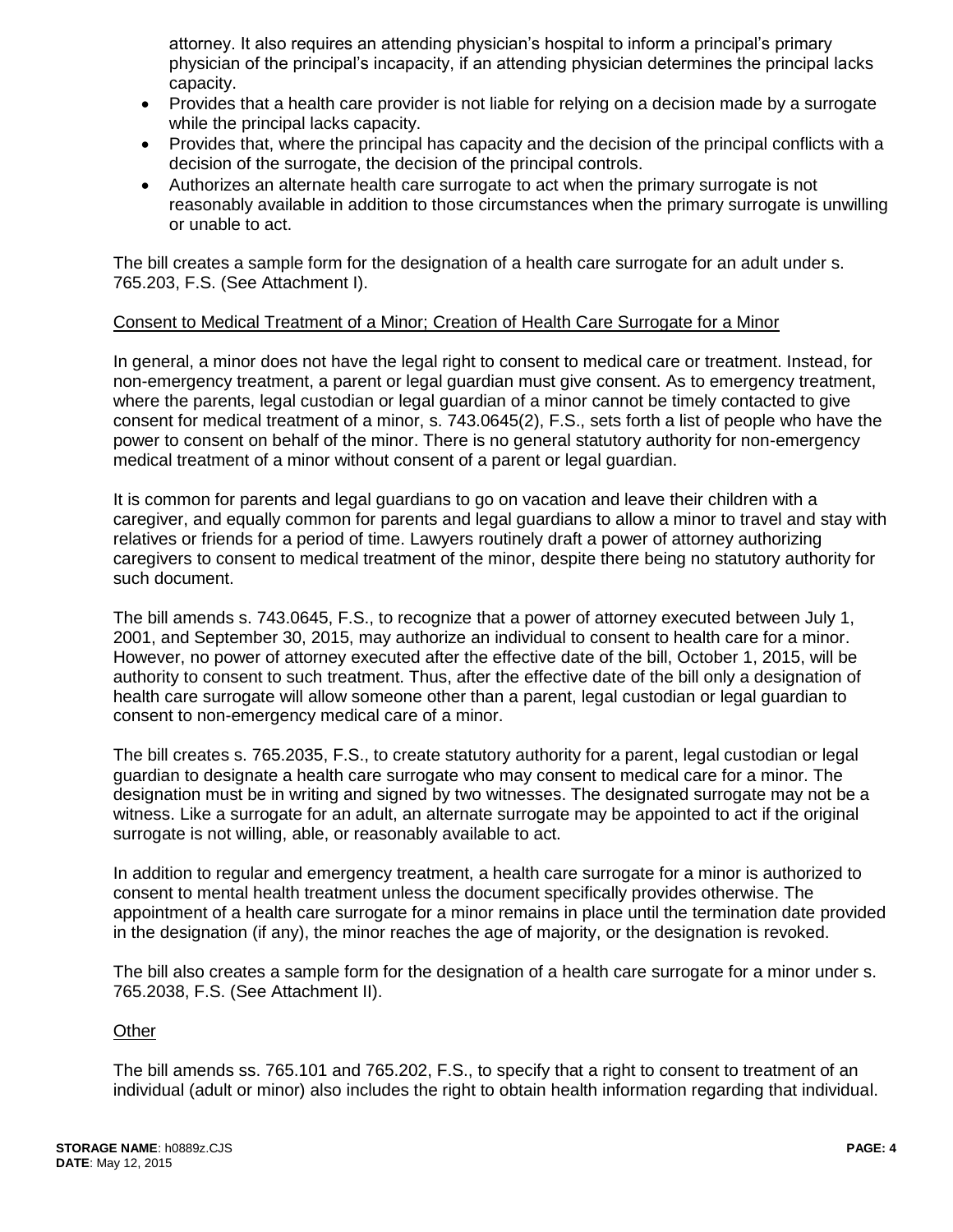attorney. It also requires an attending physician's hospital to inform a principal's primary physician of the principal's incapacity, if an attending physician determines the principal lacks capacity.

- Provides that a health care provider is not liable for relying on a decision made by a surrogate while the principal lacks capacity.
- Provides that, where the principal has capacity and the decision of the principal conflicts with a decision of the surrogate, the decision of the principal controls.
- Authorizes an alternate health care surrogate to act when the primary surrogate is not reasonably available in addition to those circumstances when the primary surrogate is unwilling or unable to act.

The bill creates a sample form for the designation of a health care surrogate for an adult under s. 765.203, F.S. (See Attachment I).

Consent to Medical Treatment of a Minor; Creation of Health Care Surrogate for a Minor

In general, a minor does not have the legal right to consent to medical care or treatment. Instead, for non-emergency treatment, a parent or legal guardian must give consent. As to emergency treatment, where the parents, legal custodian or legal guardian of a minor cannot be timely contacted to give consent for medical treatment of a minor, s. 743.0645(2), F.S., sets forth a list of people who have the power to consent on behalf of the minor. There is no general statutory authority for non-emergency medical treatment of a minor without consent of a parent or legal guardian.

It is common for parents and legal guardians to go on vacation and leave their children with a caregiver, and equally common for parents and legal guardians to allow a minor to travel and stay with relatives or friends for a period of time. Lawyers routinely draft a power of attorney authorizing caregivers to consent to medical treatment of the minor, despite there being no statutory authority for such document.

The bill amends s. 743.0645, F.S., to recognize that a power of attorney executed between July 1, 2001, and September 30, 2015, may authorize an individual to consent to health care for a minor. However, no power of attorney executed after the effective date of the bill, October 1, 2015, will be authority to consent to such treatment. Thus, after the effective date of the bill only a designation of health care surrogate will allow someone other than a parent, legal custodian or legal guardian to consent to non-emergency medical care of a minor.

The bill creates s. 765.2035, F.S., to create statutory authority for a parent, legal custodian or legal guardian to designate a health care surrogate who may consent to medical care for a minor. The designation must be in writing and signed by two witnesses. The designated surrogate may not be a witness. Like a surrogate for an adult, an alternate surrogate may be appointed to act if the original surrogate is not willing, able, or reasonably available to act.

In addition to regular and emergency treatment, a health care surrogate for a minor is authorized to consent to mental health treatment unless the document specifically provides otherwise. The appointment of a health care surrogate for a minor remains in place until the termination date provided in the designation (if any), the minor reaches the age of majority, or the designation is revoked.

The bill also creates a sample form for the designation of a health care surrogate for a minor under s. 765.2038, F.S. (See Attachment II).

Other

The bill amends ss. 765.101 and 765.202, F.S., to specify that a right to consent to treatment of an individual (adult or minor) also includes the right to obtain health information regarding that individual.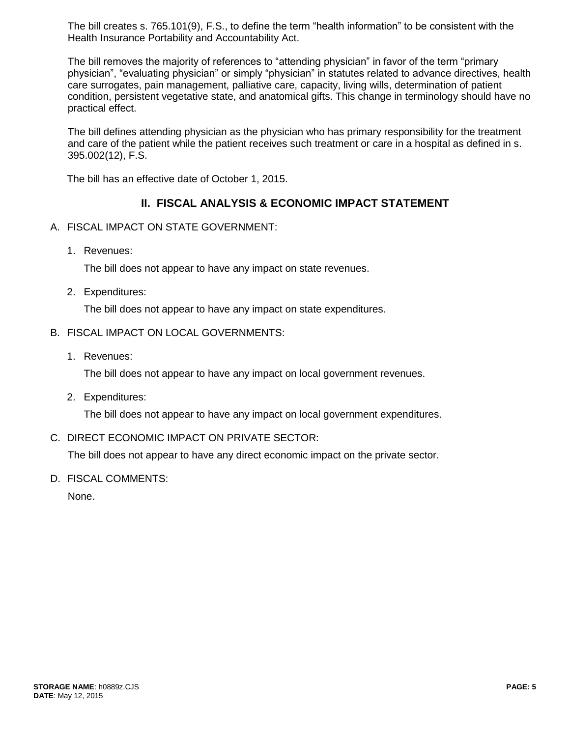The bill creates s. 765.101(9), F.S., to define the term "health information" to be consistent with the Health Insurance Portability and Accountability Act.

The bill removes the majority of references to "attending physician" in favor of the term "primary physician", "evaluating physician" or simply "physician" in statutes related to advance directives, health care surrogates, pain management, palliative care, capacity, living wills, determination of patient condition, persistent vegetative state, and anatomical gifts. This change in terminology should have no practical effect.

The bill defines attending physician as the physician who has primary responsibility for the treatment and care of the patient while the patient receives such treatment or care in a hospital as defined in s. 395.002(12), F.S.

The bill has an effective date of October 1, 2015.

## II. FISCAL ANALYSIS & ECONOMIC IMPACT STATEMENT

A. FISCAL IMPACT ON STATE GOVERNMENT:

1. Revenues:

   The bill does not appear to have any impact on state revenues.

2. Expenditures:

   The bill does not appear to have any impact on state expenditures.

B. FISCAL IMPACT ON LOCAL GOVERNMENTS:

1. Revenues:

   The bill does not appear to have any impact on local government revenues.

2. Expenditures:

   The bill does not appear to have any impact on local government expenditures.

C. DIRECT ECONOMIC IMPACT ON PRIVATE SECTOR:

   The bill does not appear to have any direct economic impact on the private sector.

D. FISCAL COMMENTS:

   None.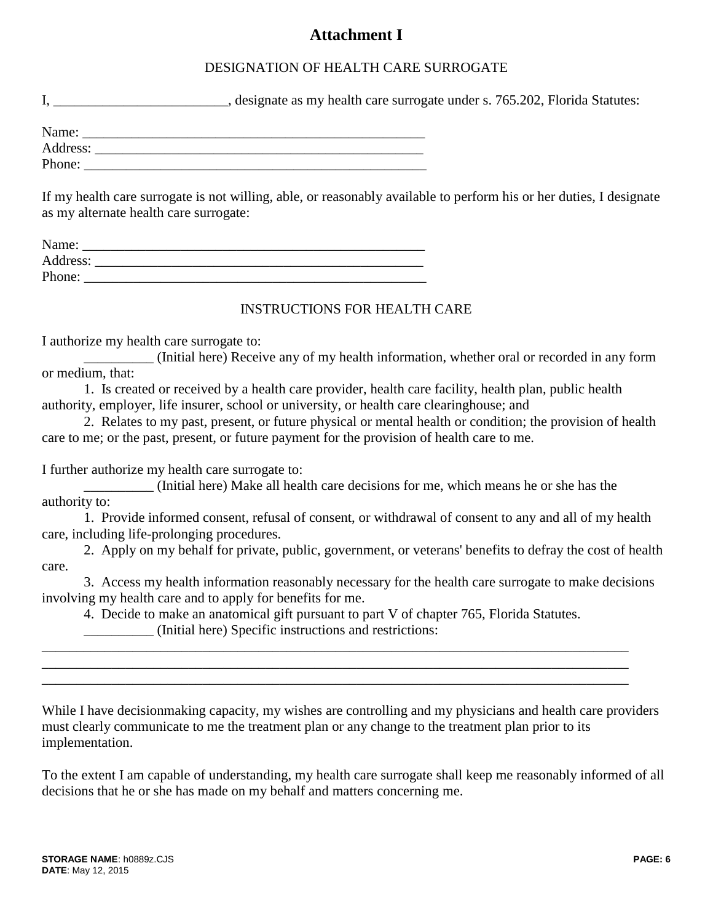# Attachment I

DESIGNATION OF HEALTH CARE SURROGATE

I, _________________________, designate as my health care surrogate under s. 765.202, Florida Statutes:

Name: ___________________________________________________
Address: _________________________________________________
Phone: ___________________________________________________

If my health care surrogate is not willing, able, or reasonably available to perform his or her duties, I designate as my alternate health care surrogate:

Name: ___________________________________________________
Address: _________________________________________________
Phone: ___________________________________________________

INSTRUCTIONS FOR HEALTH CARE

I authorize my health care surrogate to:

__________ (Initial here) Receive any of my health information, whether oral or recorded in any form or medium, that:

1. Is created or received by a health care provider, health care facility, health plan, public health authority, employer, life insurer, school or university, or health care clearinghouse; and

2. Relates to my past, present, or future physical or mental health or condition; the provision of health care to me; or the past, present, or future payment for the provision of health care to me.

I further authorize my health care surrogate to:

__________ (Initial here) Make all health care decisions for me, which means he or she has the authority to:

1. Provide informed consent, refusal of consent, or withdrawal of consent to any and all of my health care, including life-prolonging procedures.

2. Apply on my behalf for private, public, government, or veterans' benefits to defray the cost of health care.

3. Access my health information reasonably necessary for the health care surrogate to make decisions involving my health care and to apply for benefits for me.

4. Decide to make an anatomical gift pursuant to part V of chapter 765, Florida Statutes.

__________ (Initial here) Specific instructions and restrictions:

_____________________________________________________________________________________
_____________________________________________________________________________________
_____________________________________________________________________________________

While I have decisionmaking capacity, my wishes are controlling and my physicians and health care providers must clearly communicate to me the treatment plan or any change to the treatment plan prior to its implementation.

To the extent I am capable of understanding, my health care surrogate shall keep me reasonably informed of all decisions that he or she has made on my behalf and matters concerning me.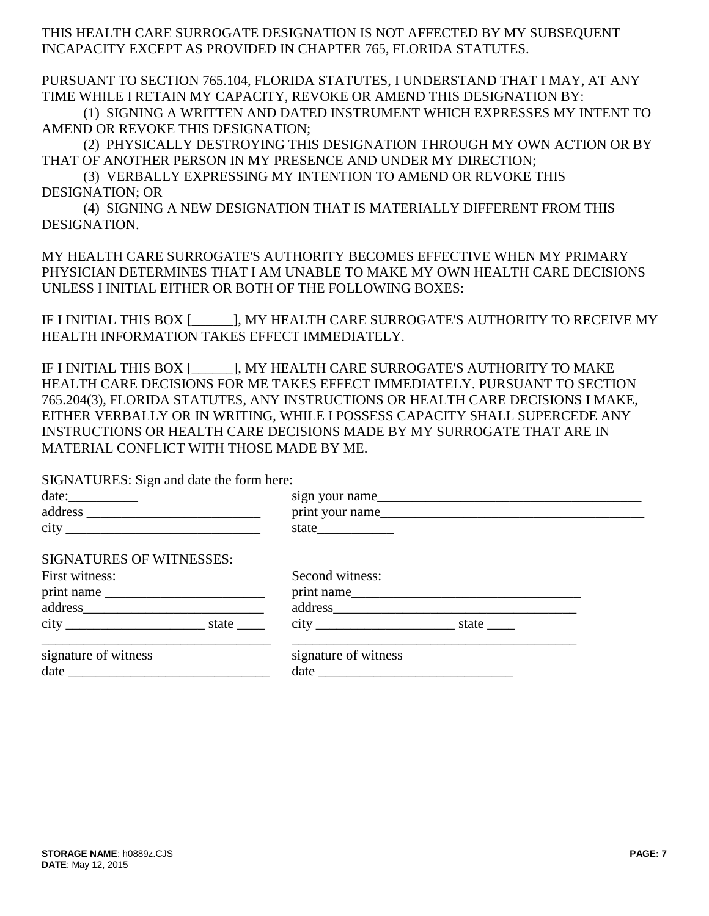THIS HEALTH CARE SURROGATE DESIGNATION IS NOT AFFECTED BY MY SUBSEQUENT INCAPACITY EXCEPT AS PROVIDED IN CHAPTER 765, FLORIDA STATUTES.

PURSUANT TO SECTION 765.104, FLORIDA STATUTES, I UNDERSTAND THAT I MAY, AT ANY TIME WHILE I RETAIN MY CAPACITY, REVOKE OR AMEND THIS DESIGNATION BY:

(1) SIGNING A WRITTEN AND DATED INSTRUMENT WHICH EXPRESSES MY INTENT TO AMEND OR REVOKE THIS DESIGNATION;

(2) PHYSICALLY DESTROYING THIS DESIGNATION THROUGH MY OWN ACTION OR BY THAT OF ANOTHER PERSON IN MY PRESENCE AND UNDER MY DIRECTION;

(3) VERBALLY EXPRESSING MY INTENTION TO AMEND OR REVOKE THIS DESIGNATION; OR

(4) SIGNING A NEW DESIGNATION THAT IS MATERIALLY DIFFERENT FROM THIS DESIGNATION.

MY HEALTH CARE SURROGATE'S AUTHORITY BECOMES EFFECTIVE WHEN MY PRIMARY PHYSICIAN DETERMINES THAT I AM UNABLE TO MAKE MY OWN HEALTH CARE DECISIONS UNLESS I INITIAL EITHER OR BOTH OF THE FOLLOWING BOXES:

IF I INITIAL THIS BOX [______], MY HEALTH CARE SURROGATE'S AUTHORITY TO RECEIVE MY HEALTH INFORMATION TAKES EFFECT IMMEDIATELY.

IF I INITIAL THIS BOX [______], MY HEALTH CARE SURROGATE'S AUTHORITY TO MAKE HEALTH CARE DECISIONS FOR ME TAKES EFFECT IMMEDIATELY. PURSUANT TO SECTION 765.204(3), FLORIDA STATUTES, ANY INSTRUCTIONS OR HEALTH CARE DECISIONS I MAKE, EITHER VERBALLY OR IN WRITING, WHILE I POSSESS CAPACITY SHALL SUPERCEDE ANY INSTRUCTIONS OR HEALTH CARE DECISIONS MADE BY MY SURROGATE THAT ARE IN MATERIAL CONFLICT WITH THOSE MADE BY ME.

SIGNATURES: Sign and date the form here:

date:__________

sign your name______________________________________

address _________________________

print your name______________________________________

city ____________________________

state___________

SIGNATURES OF WITNESSES:

First witness:

print name _______________________

address__________________________

city ____________________ state ____

__________________________________

signature of witness

date _____________________________

Second witness:

print name_________________________________

address___________________________________

city ____________________ state ____

__________________________________________

signature of witness

date ____________________________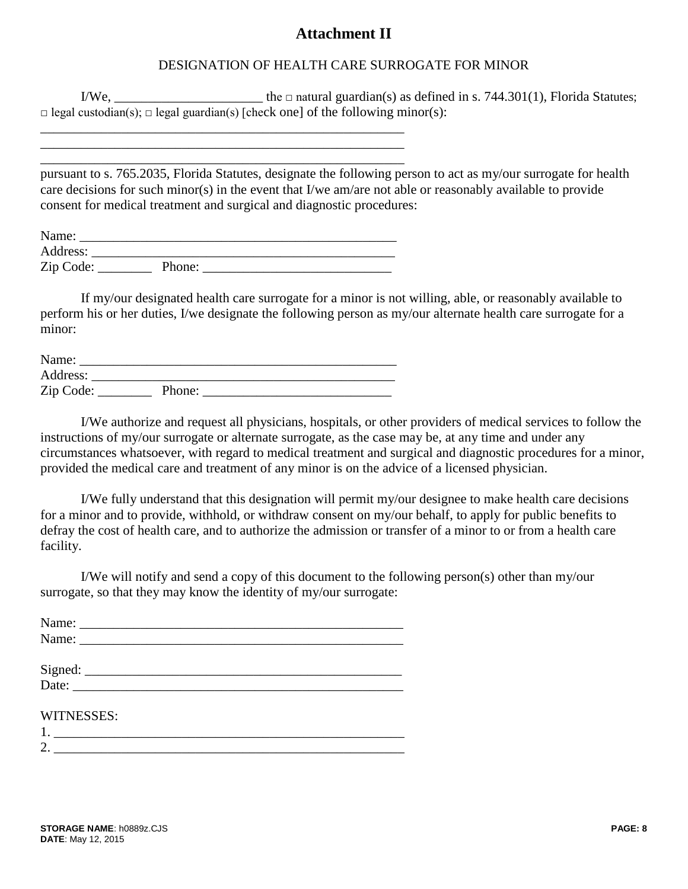# Attachment II

DESIGNATION OF HEALTH CARE SURROGATE FOR MINOR

I/We, ______________________ the □ natural guardian(s) as defined in s. 744.301(1), Florida Statutes; □ legal custodian(s); □ legal guardian(s) [check one] of the following minor(s):

________________________________________________________
________________________________________________________
________________________________________________________

pursuant to s. 765.2035, Florida Statutes, designate the following person to act as my/our surrogate for health care decisions for such minor(s) in the event that I/we am/are not able or reasonably available to provide consent for medical treatment and surgical and diagnostic procedures:

Name: _________________________________________________
Address: _______________________________________________
Zip Code: ________ Phone: ____________________________

If my/our designated health care surrogate for a minor is not willing, able, or reasonably available to perform his or her duties, I/we designate the following person as my/our alternate health care surrogate for a minor:

Name: _________________________________________________
Address: _______________________________________________
Zip Code: ________ Phone: ____________________________

I/We authorize and request all physicians, hospitals, or other providers of medical services to follow the instructions of my/our surrogate or alternate surrogate, as the case may be, at any time and under any circumstances whatsoever, with regard to medical treatment and surgical and diagnostic procedures for a minor, provided the medical care and treatment of any minor is on the advice of a licensed physician.

I/We fully understand that this designation will permit my/our designee to make health care decisions for a minor and to provide, withhold, or withdraw consent on my/our behalf, to apply for public benefits to defray the cost of health care, and to authorize the admission or transfer of a minor to or from a health care facility.

I/We will notify and send a copy of this document to the following person(s) other than my/our surrogate, so that they may know the identity of my/our surrogate:

Name: __________________________________________________
Name: __________________________________________________

Signed: ________________________________________________
Date: __________________________________________________

WITNESSES:
1. _____________________________________________________
2. _____________________________________________________